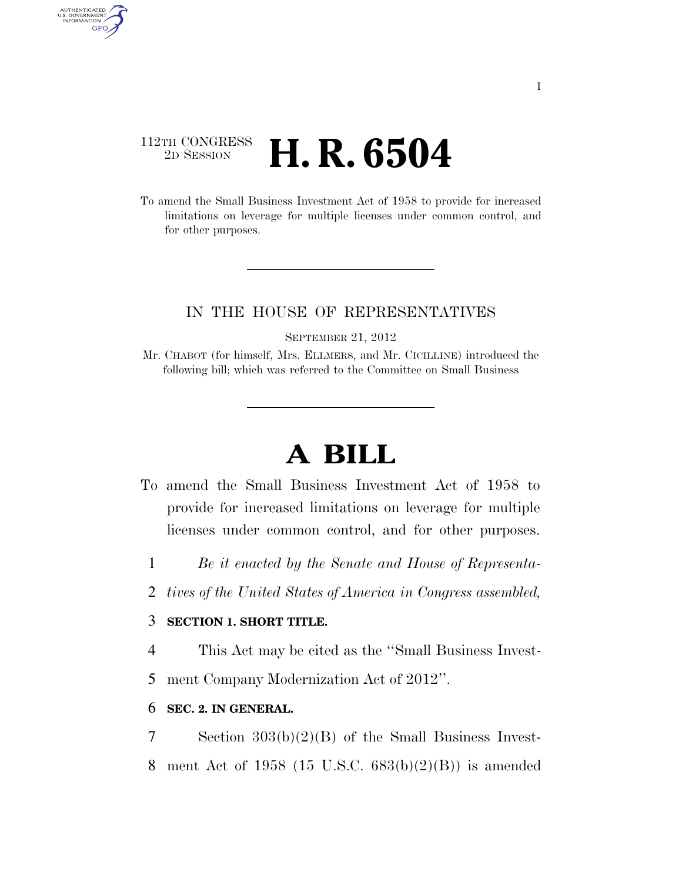112TH CONGRESS
2D SESSION

# H. R. 6504

To amend the Small Business Investment Act of 1958 to provide for increased limitations on leverage for multiple licenses under common control, and for other purposes.

IN THE HOUSE OF REPRESENTATIVES

SEPTEMBER 21, 2012

Mr. CHABOT (for himself, Mrs. ELLMERS, and Mr. CICILLINE) introduced the following bill; which was referred to the Committee on Small Business

# A BILL

To amend the Small Business Investment Act of 1958 to provide for increased limitations on leverage for multiple licenses under common control, and for other purposes.

1 *Be it enacted by the Senate and House of Representa-*
2 *tives of the United States of America in Congress assembled,*

3 **SECTION 1. SHORT TITLE.**

4 This Act may be cited as the ''Small Business Invest-
5 ment Company Modernization Act of 2012''.

6 **SEC. 2. IN GENERAL.**

7 Section 303(b)(2)(B) of the Small Business Invest-
8 ment Act of 1958 (15 U.S.C. 683(b)(2)(B)) is amended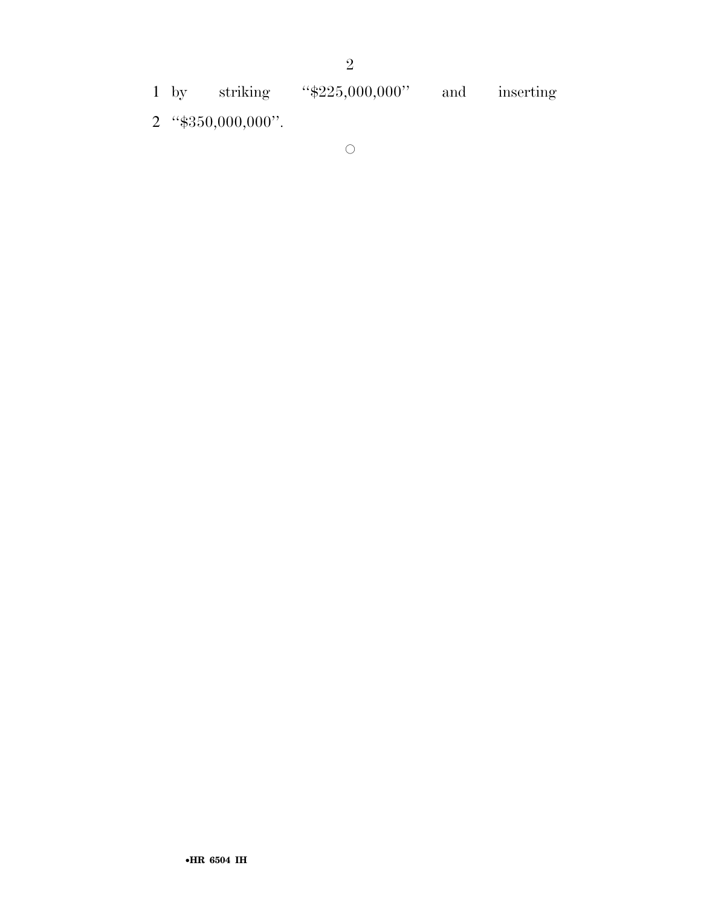by striking "$225,000,000" and inserting "$350,000,000".